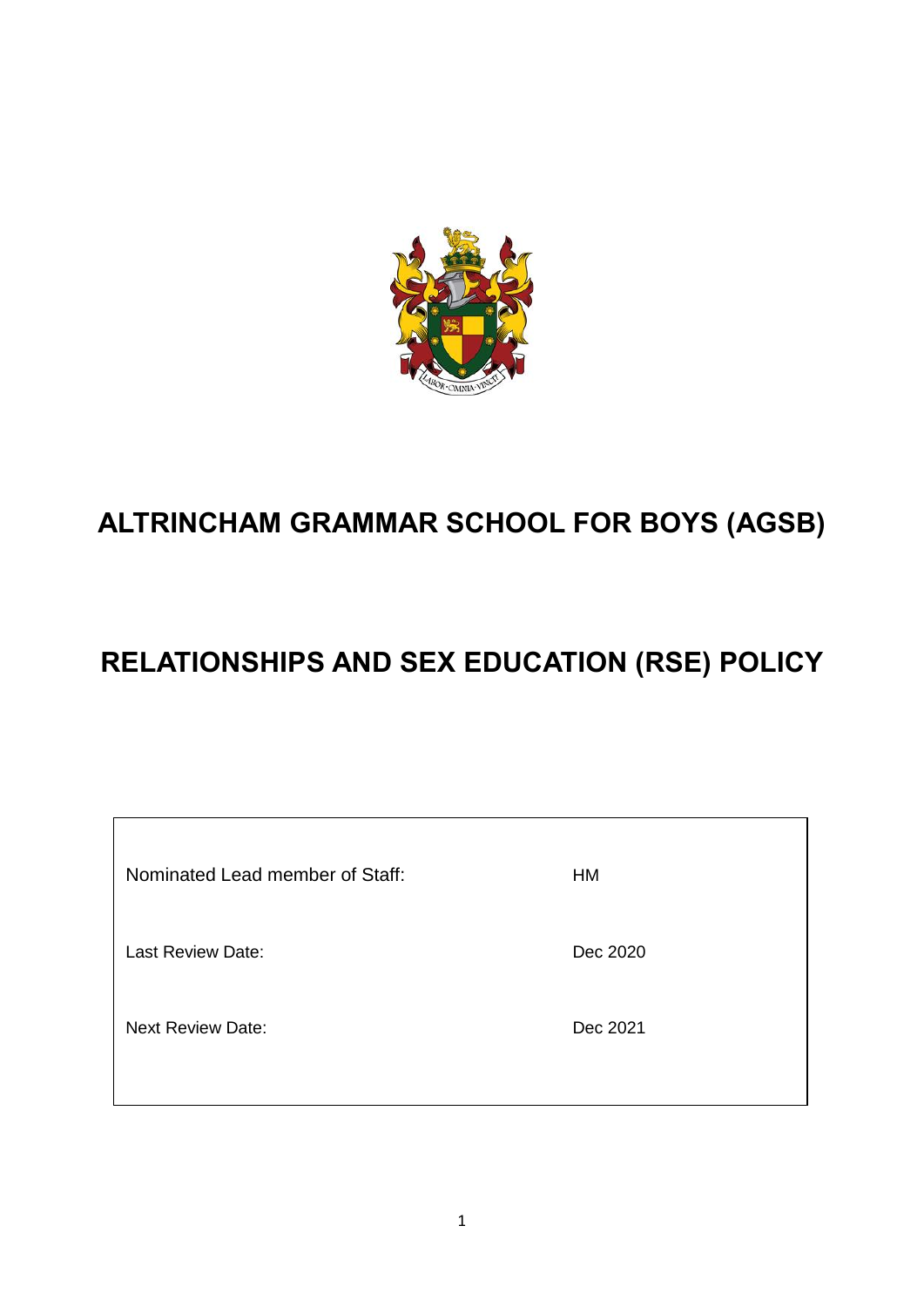# ALTRINCHAM GRAMMAR SCHOOL FOR BOYS (AGSB)

# RELATIONSHIPS AND SEX EDUCATION (RSE) POLICY

| | |
|---|---|
| Nominated Lead member of Staff: | HM |
| Last Review Date: | Dec 2020 |
| Next Review Date: | Dec 2021 |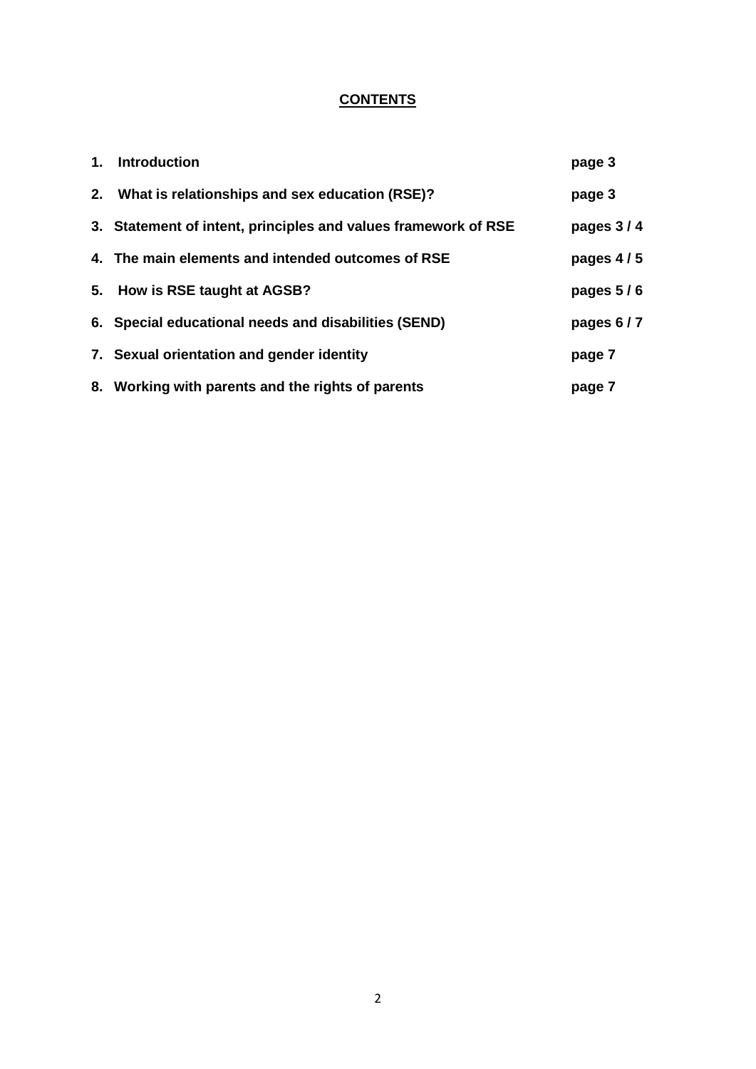**CONTENTS**

| | | |
|---|---|---|
| 1. | **Introduction** | **page 3** |
| 2. | **What is relationships and sex education (RSE)?** | **page 3** |
| 3. | **Statement of intent, principles and values framework of RSE** | **pages 3 / 4** |
| 4. | **The main elements and intended outcomes of RSE** | **pages 4 / 5** |
| 5. | **How is RSE taught at AGSB?** | **pages 5 / 6** |
| 6. | **Special educational needs and disabilities (SEND)** | **pages 6 / 7** |
| 7. | **Sexual orientation and gender identity** | **page 7** |
| 8. | **Working with parents and the rights of parents** | **page 7** |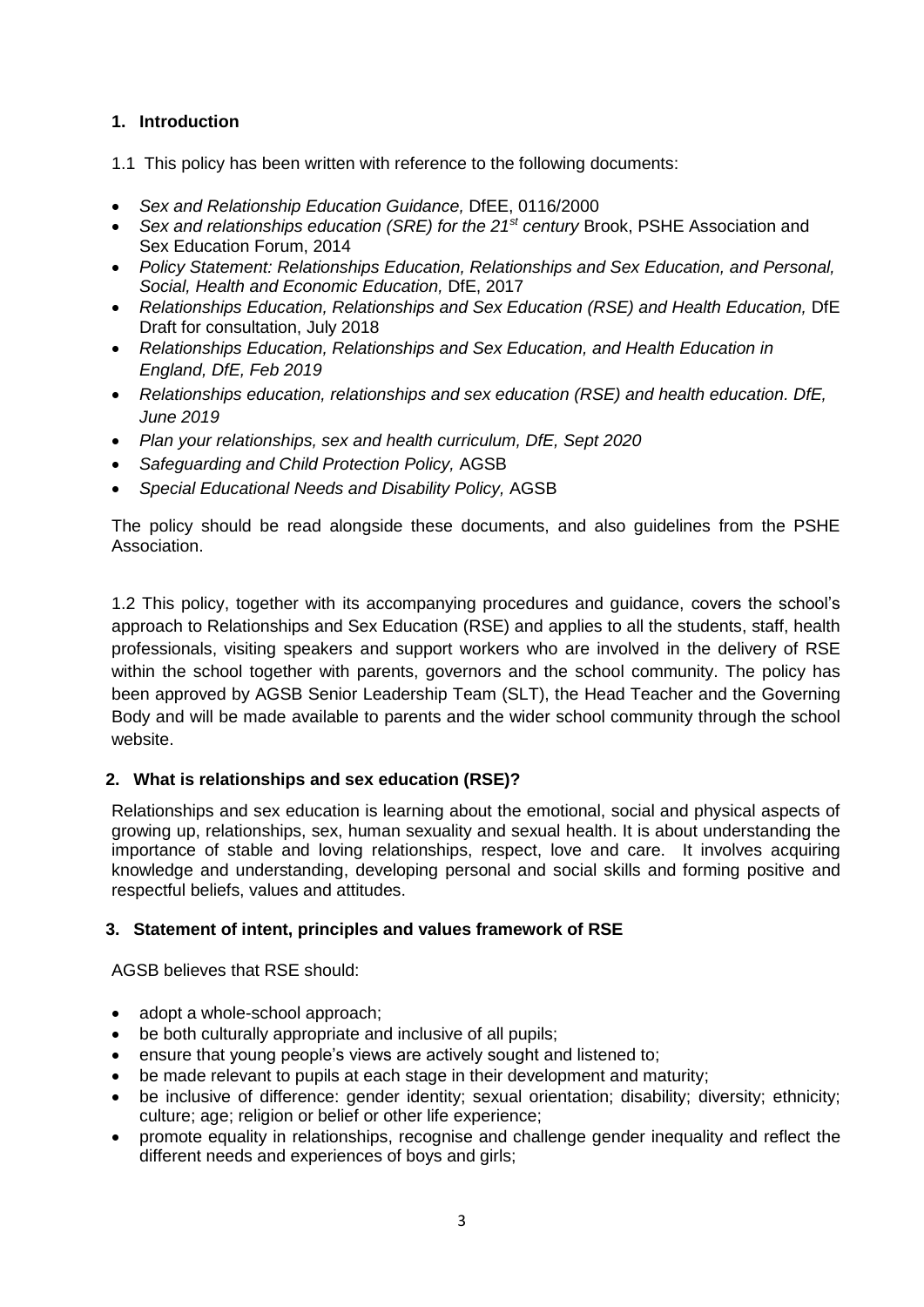## 1. Introduction

1.1 This policy has been written with reference to the following documents:

- *Sex and Relationship Education Guidance,* DfEE, 0116/2000
- *Sex and relationships education (SRE) for the 21st century* Brook, PSHE Association and Sex Education Forum, 2014
- *Policy Statement: Relationships Education, Relationships and Sex Education, and Personal, Social, Health and Economic Education,* DfE, 2017
- *Relationships Education, Relationships and Sex Education (RSE) and Health Education,* DfE Draft for consultation, July 2018
- *Relationships Education, Relationships and Sex Education, and Health Education in England, DfE, Feb 2019*
- *Relationships education, relationships and sex education (RSE) and health education. DfE, June 2019*
- *Plan your relationships, sex and health curriculum, DfE, Sept 2020*
- *Safeguarding and Child Protection Policy,* AGSB
- *Special Educational Needs and Disability Policy,* AGSB

The policy should be read alongside these documents, and also guidelines from the PSHE Association.

1.2 This policy, together with its accompanying procedures and guidance, covers the school's approach to Relationships and Sex Education (RSE) and applies to all the students, staff, health professionals, visiting speakers and support workers who are involved in the delivery of RSE within the school together with parents, governors and the school community. The policy has been approved by AGSB Senior Leadership Team (SLT), the Head Teacher and the Governing Body and will be made available to parents and the wider school community through the school website.

## 2. What is relationships and sex education (RSE)?

Relationships and sex education is learning about the emotional, social and physical aspects of growing up, relationships, sex, human sexuality and sexual health. It is about understanding the importance of stable and loving relationships, respect, love and care. It involves acquiring knowledge and understanding, developing personal and social skills and forming positive and respectful beliefs, values and attitudes.

## 3. Statement of intent, principles and values framework of RSE

AGSB believes that RSE should:

- adopt a whole-school approach;
- be both culturally appropriate and inclusive of all pupils;
- ensure that young people's views are actively sought and listened to;
- be made relevant to pupils at each stage in their development and maturity;
- be inclusive of difference: gender identity; sexual orientation; disability; diversity; ethnicity; culture; age; religion or belief or other life experience;
- promote equality in relationships, recognise and challenge gender inequality and reflect the different needs and experiences of boys and girls;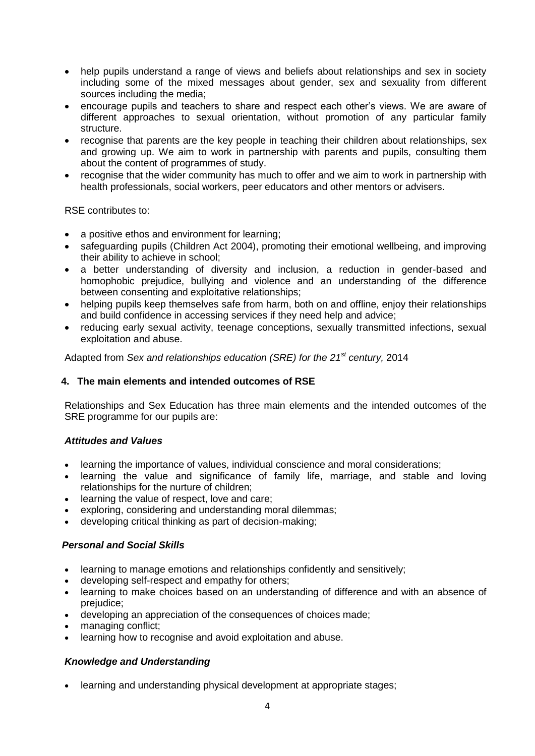- help pupils understand a range of views and beliefs about relationships and sex in society including some of the mixed messages about gender, sex and sexuality from different sources including the media;
- encourage pupils and teachers to share and respect each other's views. We are aware of different approaches to sexual orientation, without promotion of any particular family structure.
- recognise that parents are the key people in teaching their children about relationships, sex and growing up. We aim to work in partnership with parents and pupils, consulting them about the content of programmes of study.
- recognise that the wider community has much to offer and we aim to work in partnership with health professionals, social workers, peer educators and other mentors or advisers.

RSE contributes to:

- a positive ethos and environment for learning;
- safeguarding pupils (Children Act 2004), promoting their emotional wellbeing, and improving their ability to achieve in school;
- a better understanding of diversity and inclusion, a reduction in gender-based and homophobic prejudice, bullying and violence and an understanding of the difference between consenting and exploitative relationships;
- helping pupils keep themselves safe from harm, both on and offline, enjoy their relationships and build confidence in accessing services if they need help and advice;
- reducing early sexual activity, teenage conceptions, sexually transmitted infections, sexual exploitation and abuse.

Adapted from *Sex and relationships education (SRE) for the 21st century,* 2014

## 4. The main elements and intended outcomes of RSE

Relationships and Sex Education has three main elements and the intended outcomes of the SRE programme for our pupils are:

### *Attitudes and Values*

- learning the importance of values, individual conscience and moral considerations;
- learning the value and significance of family life, marriage, and stable and loving relationships for the nurture of children;
- learning the value of respect, love and care;
- exploring, considering and understanding moral dilemmas;
- developing critical thinking as part of decision-making;

### *Personal and Social Skills*

- learning to manage emotions and relationships confidently and sensitively;
- developing self-respect and empathy for others;
- learning to make choices based on an understanding of difference and with an absence of prejudice;
- developing an appreciation of the consequences of choices made;
- managing conflict;
- learning how to recognise and avoid exploitation and abuse.

### *Knowledge and Understanding*

- learning and understanding physical development at appropriate stages;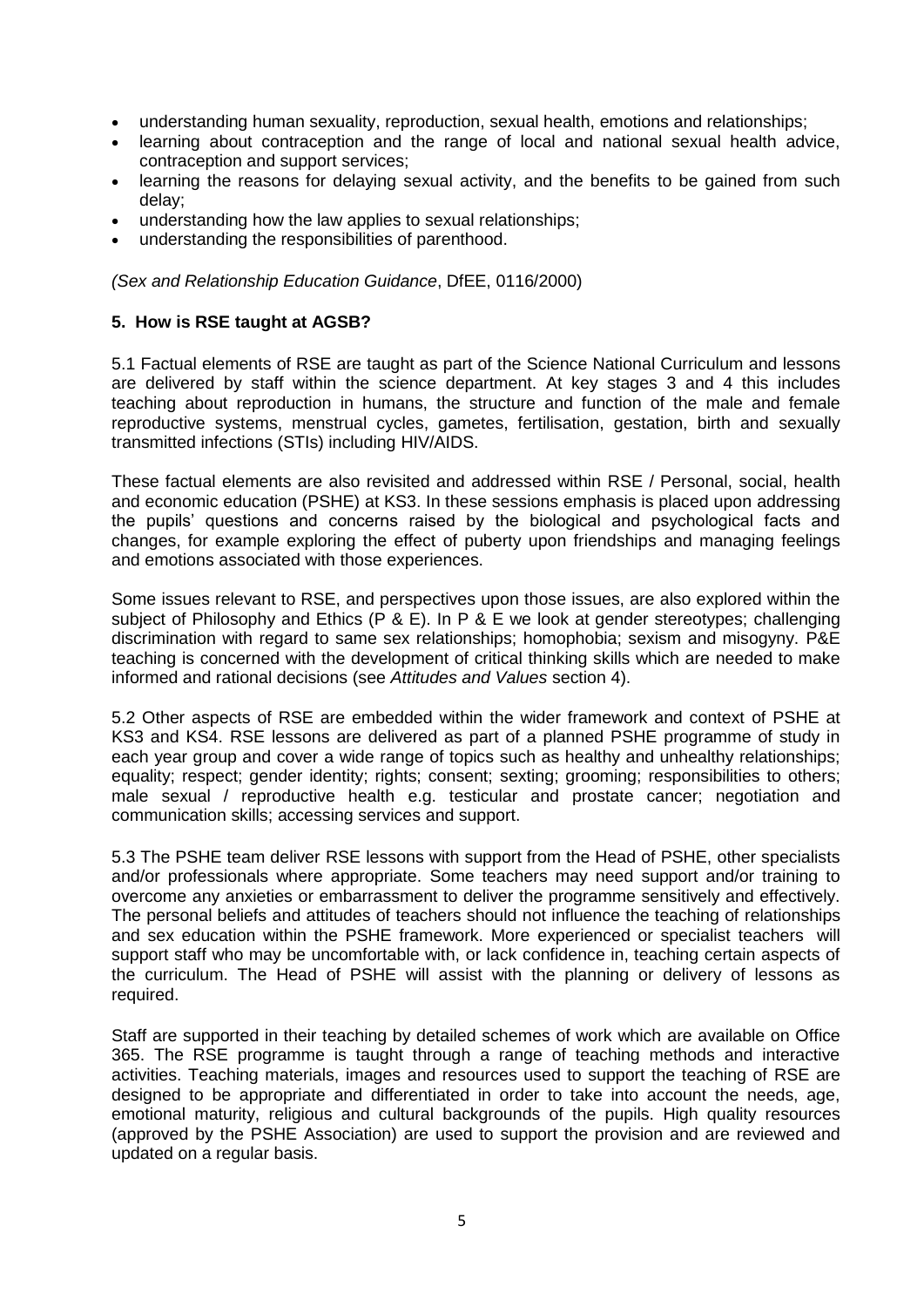- understanding human sexuality, reproduction, sexual health, emotions and relationships;
- learning about contraception and the range of local and national sexual health advice, contraception and support services;
- learning the reasons for delaying sexual activity, and the benefits to be gained from such delay;
- understanding how the law applies to sexual relationships;
- understanding the responsibilities of parenthood.

*(Sex and Relationship Education Guidance*, DfEE, 0116/2000)

**5. How is RSE taught at AGSB?**

5.1 Factual elements of RSE are taught as part of the Science National Curriculum and lessons are delivered by staff within the science department. At key stages 3 and 4 this includes teaching about reproduction in humans, the structure and function of the male and female reproductive systems, menstrual cycles, gametes, fertilisation, gestation, birth and sexually transmitted infections (STIs) including HIV/AIDS.

These factual elements are also revisited and addressed within RSE / Personal, social, health and economic education (PSHE) at KS3. In these sessions emphasis is placed upon addressing the pupils' questions and concerns raised by the biological and psychological facts and changes, for example exploring the effect of puberty upon friendships and managing feelings and emotions associated with those experiences.

Some issues relevant to RSE, and perspectives upon those issues, are also explored within the subject of Philosophy and Ethics (P & E). In P & E we look at gender stereotypes; challenging discrimination with regard to same sex relationships; homophobia; sexism and misogyny. P&E teaching is concerned with the development of critical thinking skills which are needed to make informed and rational decisions (see *Attitudes and Values* section 4).

5.2 Other aspects of RSE are embedded within the wider framework and context of PSHE at KS3 and KS4. RSE lessons are delivered as part of a planned PSHE programme of study in each year group and cover a wide range of topics such as healthy and unhealthy relationships; equality; respect; gender identity; rights; consent; sexting; grooming; responsibilities to others; male sexual / reproductive health e.g. testicular and prostate cancer; negotiation and communication skills; accessing services and support.

5.3 The PSHE team deliver RSE lessons with support from the Head of PSHE, other specialists and/or professionals where appropriate. Some teachers may need support and/or training to overcome any anxieties or embarrassment to deliver the programme sensitively and effectively. The personal beliefs and attitudes of teachers should not influence the teaching of relationships and sex education within the PSHE framework. More experienced or specialist teachers will support staff who may be uncomfortable with, or lack confidence in, teaching certain aspects of the curriculum. The Head of PSHE will assist with the planning or delivery of lessons as required.

Staff are supported in their teaching by detailed schemes of work which are available on Office 365. The RSE programme is taught through a range of teaching methods and interactive activities. Teaching materials, images and resources used to support the teaching of RSE are designed to be appropriate and differentiated in order to take into account the needs, age, emotional maturity, religious and cultural backgrounds of the pupils. High quality resources (approved by the PSHE Association) are used to support the provision and are reviewed and updated on a regular basis.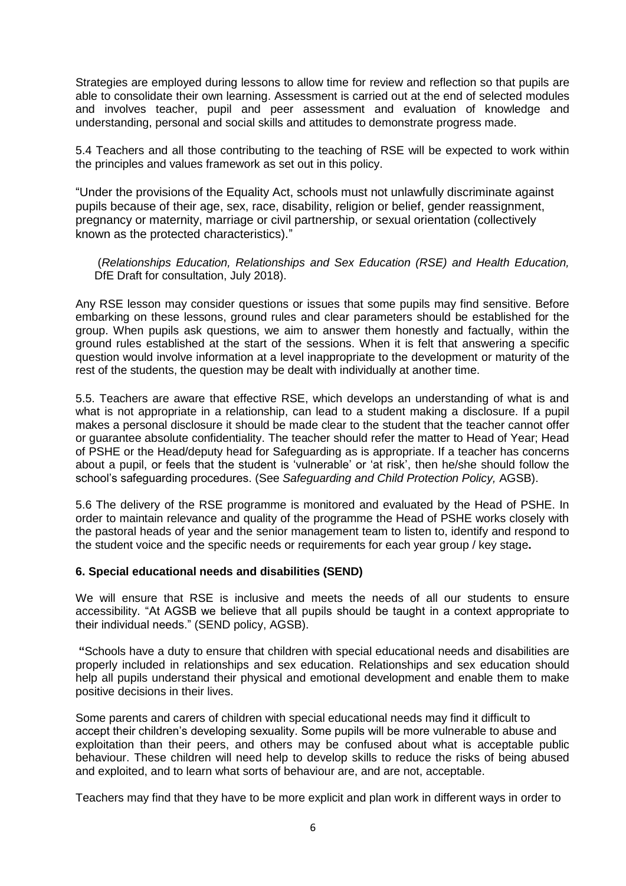Strategies are employed during lessons to allow time for review and reflection so that pupils are able to consolidate their own learning. Assessment is carried out at the end of selected modules and involves teacher, pupil and peer assessment and evaluation of knowledge and understanding, personal and social skills and attitudes to demonstrate progress made.

5.4 Teachers and all those contributing to the teaching of RSE will be expected to work within the principles and values framework as set out in this policy.

"Under the provisions of the Equality Act, schools must not unlawfully discriminate against pupils because of their age, sex, race, disability, religion or belief, gender reassignment, pregnancy or maternity, marriage or civil partnership, or sexual orientation (collectively known as the protected characteristics)."

(*Relationships Education, Relationships and Sex Education (RSE) and Health Education,* DfE Draft for consultation, July 2018).

Any RSE lesson may consider questions or issues that some pupils may find sensitive. Before embarking on these lessons, ground rules and clear parameters should be established for the group. When pupils ask questions, we aim to answer them honestly and factually, within the ground rules established at the start of the sessions. When it is felt that answering a specific question would involve information at a level inappropriate to the development or maturity of the rest of the students, the question may be dealt with individually at another time.

5.5. Teachers are aware that effective RSE, which develops an understanding of what is and what is not appropriate in a relationship, can lead to a student making a disclosure. If a pupil makes a personal disclosure it should be made clear to the student that the teacher cannot offer or guarantee absolute confidentiality. The teacher should refer the matter to Head of Year; Head of PSHE or the Head/deputy head for Safeguarding as is appropriate. If a teacher has concerns about a pupil, or feels that the student is 'vulnerable' or 'at risk', then he/she should follow the school's safeguarding procedures. (See *Safeguarding and Child Protection Policy,* AGSB).

5.6 The delivery of the RSE programme is monitored and evaluated by the Head of PSHE. In order to maintain relevance and quality of the programme the Head of PSHE works closely with the pastoral heads of year and the senior management team to listen to, identify and respond to the student voice and the specific needs or requirements for each year group / key stage**.**

### 6. Special educational needs and disabilities (SEND)

We will ensure that RSE is inclusive and meets the needs of all our students to ensure accessibility. "At AGSB we believe that all pupils should be taught in a context appropriate to their individual needs." (SEND policy, AGSB).

**"**Schools have a duty to ensure that children with special educational needs and disabilities are properly included in relationships and sex education. Relationships and sex education should help all pupils understand their physical and emotional development and enable them to make positive decisions in their lives.

Some parents and carers of children with special educational needs may find it difficult to accept their children's developing sexuality. Some pupils will be more vulnerable to abuse and exploitation than their peers, and others may be confused about what is acceptable public behaviour. These children will need help to develop skills to reduce the risks of being abused and exploited, and to learn what sorts of behaviour are, and are not, acceptable.

Teachers may find that they have to be more explicit and plan work in different ways in order to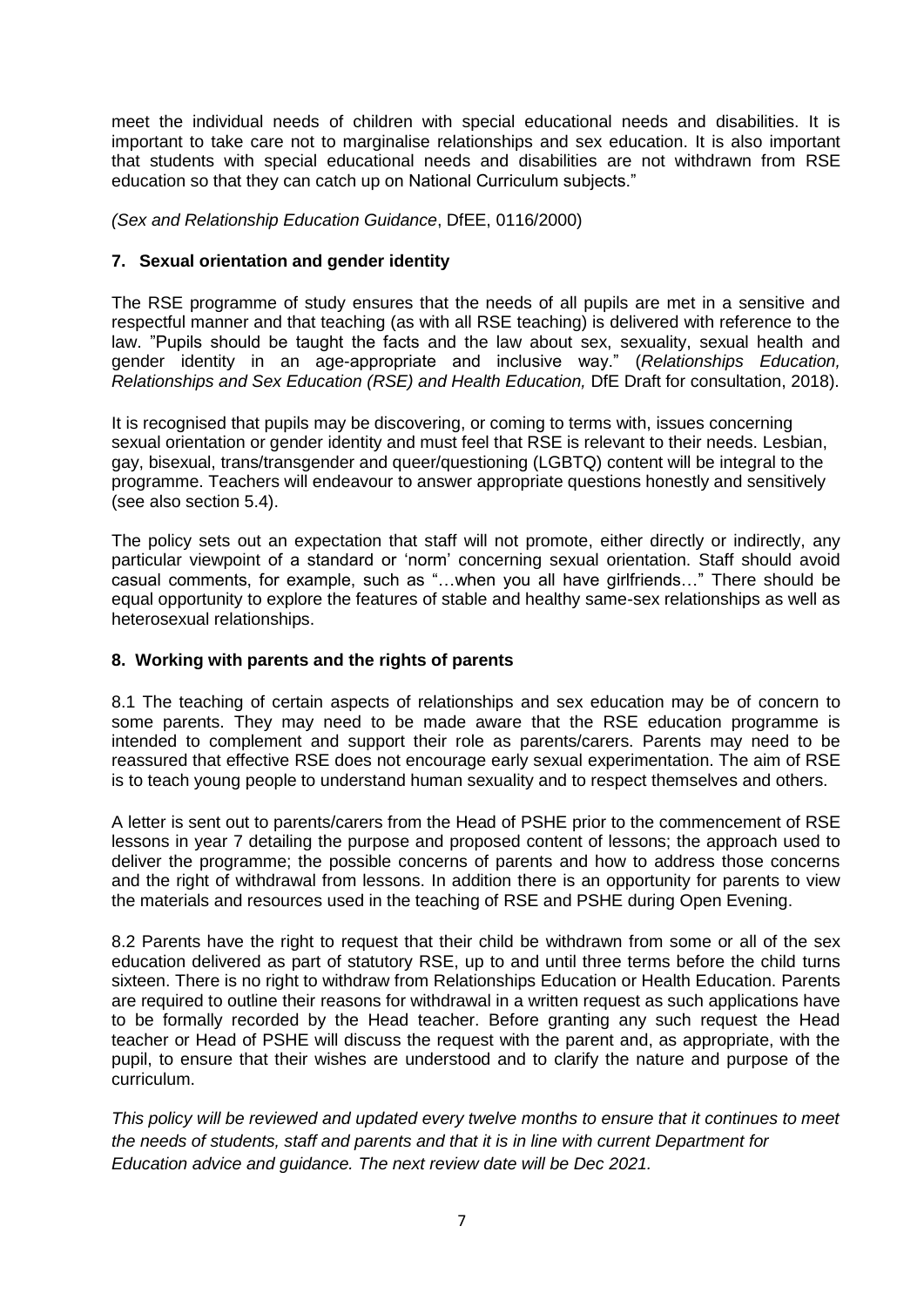meet the individual needs of children with special educational needs and disabilities. It is important to take care not to marginalise relationships and sex education. It is also important that students with special educational needs and disabilities are not withdrawn from RSE education so that they can catch up on National Curriculum subjects."

*(Sex and Relationship Education Guidance*, DfEE, 0116/2000)

## 7. Sexual orientation and gender identity

The RSE programme of study ensures that the needs of all pupils are met in a sensitive and respectful manner and that teaching (as with all RSE teaching) is delivered with reference to the law. "Pupils should be taught the facts and the law about sex, sexuality, sexual health and gender identity in an age-appropriate and inclusive way." (*Relationships Education, Relationships and Sex Education (RSE) and Health Education,* DfE Draft for consultation, 2018).

It is recognised that pupils may be discovering, or coming to terms with, issues concerning sexual orientation or gender identity and must feel that RSE is relevant to their needs. Lesbian, gay, bisexual, trans/transgender and queer/questioning (LGBTQ) content will be integral to the programme. Teachers will endeavour to answer appropriate questions honestly and sensitively (see also section 5.4).

The policy sets out an expectation that staff will not promote, either directly or indirectly, any particular viewpoint of a standard or 'norm' concerning sexual orientation. Staff should avoid casual comments, for example, such as "…when you all have girlfriends…" There should be equal opportunity to explore the features of stable and healthy same-sex relationships as well as heterosexual relationships.

## 8. Working with parents and the rights of parents

8.1 The teaching of certain aspects of relationships and sex education may be of concern to some parents. They may need to be made aware that the RSE education programme is intended to complement and support their role as parents/carers. Parents may need to be reassured that effective RSE does not encourage early sexual experimentation. The aim of RSE is to teach young people to understand human sexuality and to respect themselves and others.

A letter is sent out to parents/carers from the Head of PSHE prior to the commencement of RSE lessons in year 7 detailing the purpose and proposed content of lessons; the approach used to deliver the programme; the possible concerns of parents and how to address those concerns and the right of withdrawal from lessons. In addition there is an opportunity for parents to view the materials and resources used in the teaching of RSE and PSHE during Open Evening.

8.2 Parents have the right to request that their child be withdrawn from some or all of the sex education delivered as part of statutory RSE, up to and until three terms before the child turns sixteen. There is no right to withdraw from Relationships Education or Health Education. Parents are required to outline their reasons for withdrawal in a written request as such applications have to be formally recorded by the Head teacher. Before granting any such request the Head teacher or Head of PSHE will discuss the request with the parent and, as appropriate, with the pupil, to ensure that their wishes are understood and to clarify the nature and purpose of the curriculum.

*This policy will be reviewed and updated every twelve months to ensure that it continues to meet the needs of students, staff and parents and that it is in line with current Department for Education advice and guidance. The next review date will be Dec 2021.*